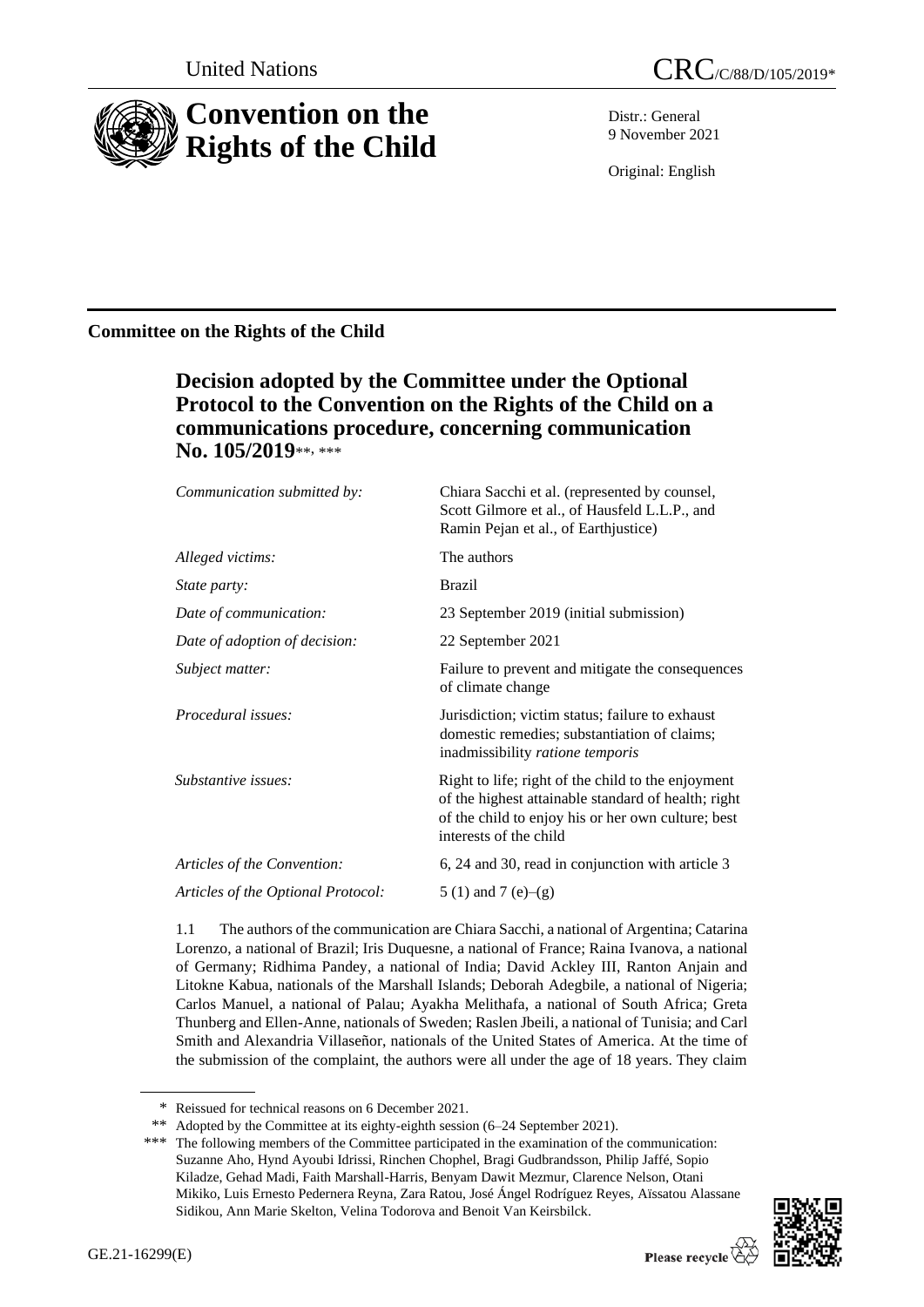United Nations CRC/C/88/D/105/2019*

# Convention on the Rights of the Child

Distr.: General
9 November 2021

Original: English

## Committee on the Rights of the Child

### Decision adopted by the Committee under the Optional Protocol to the Convention on the Rights of the Child on a communications procedure, concerning communication No. 105/2019**, ***

| | |
|---|---|
| *Communication submitted by:* | Chiara Sacchi et al. (represented by counsel, Scott Gilmore et al., of Hausfeld L.L.P., and Ramin Pejan et al., of Earthjustice) |
| *Alleged victims:* | The authors |
| *State party:* | Brazil |
| *Date of communication:* | 23 September 2019 (initial submission) |
| *Date of adoption of decision:* | 22 September 2021 |
| *Subject matter:* | Failure to prevent and mitigate the consequences of climate change |
| *Procedural issues:* | Jurisdiction; victim status; failure to exhaust domestic remedies; substantiation of claims; inadmissibility *ratione temporis* |
| *Substantive issues:* | Right to life; right of the child to the enjoyment of the highest attainable standard of health; right of the child to enjoy his or her own culture; best interests of the child |
| *Articles of the Convention:* | 6, 24 and 30, read in conjunction with article 3 |
| *Articles of the Optional Protocol:* | 5 (1) and 7 (e)–(g) |

1.1 The authors of the communication are Chiara Sacchi, a national of Argentina; Catarina Lorenzo, a national of Brazil; Iris Duquesne, a national of France; Raina Ivanova, a national of Germany; Ridhima Pandey, a national of India; David Ackley III, Ranton Anjain and Litokne Kabua, nationals of the Marshall Islands; Deborah Adegbile, a national of Nigeria; Carlos Manuel, a national of Palau; Ayakha Melithafa, a national of South Africa; Greta Thunberg and Ellen-Anne, nationals of Sweden; Raslen Jbeili, a national of Tunisia; and Carl Smith and Alexandria Villaseñor, nationals of the United States of America. At the time of the submission of the complaint, the authors were all under the age of 18 years. They claim

\* Reissued for technical reasons on 6 December 2021.

\*\* Adopted by the Committee at its eighty-eighth session (6–24 September 2021).

\*\*\* The following members of the Committee participated in the examination of the communication: Suzanne Aho, Hynd Ayoubi Idrissi, Rinchen Chophel, Bragi Gudbrandsson, Philip Jaffé, Sopio Kiladze, Gehad Madi, Faith Marshall-Harris, Benyam Dawit Mezmur, Clarence Nelson, Otani Mikiko, Luis Ernesto Pedernera Reyna, Zara Ratou, José Ángel Rodríguez Reyes, Aïssatou Alassane Sidikou, Ann Marie Skelton, Velina Todorova and Benoit Van Keirsbilck.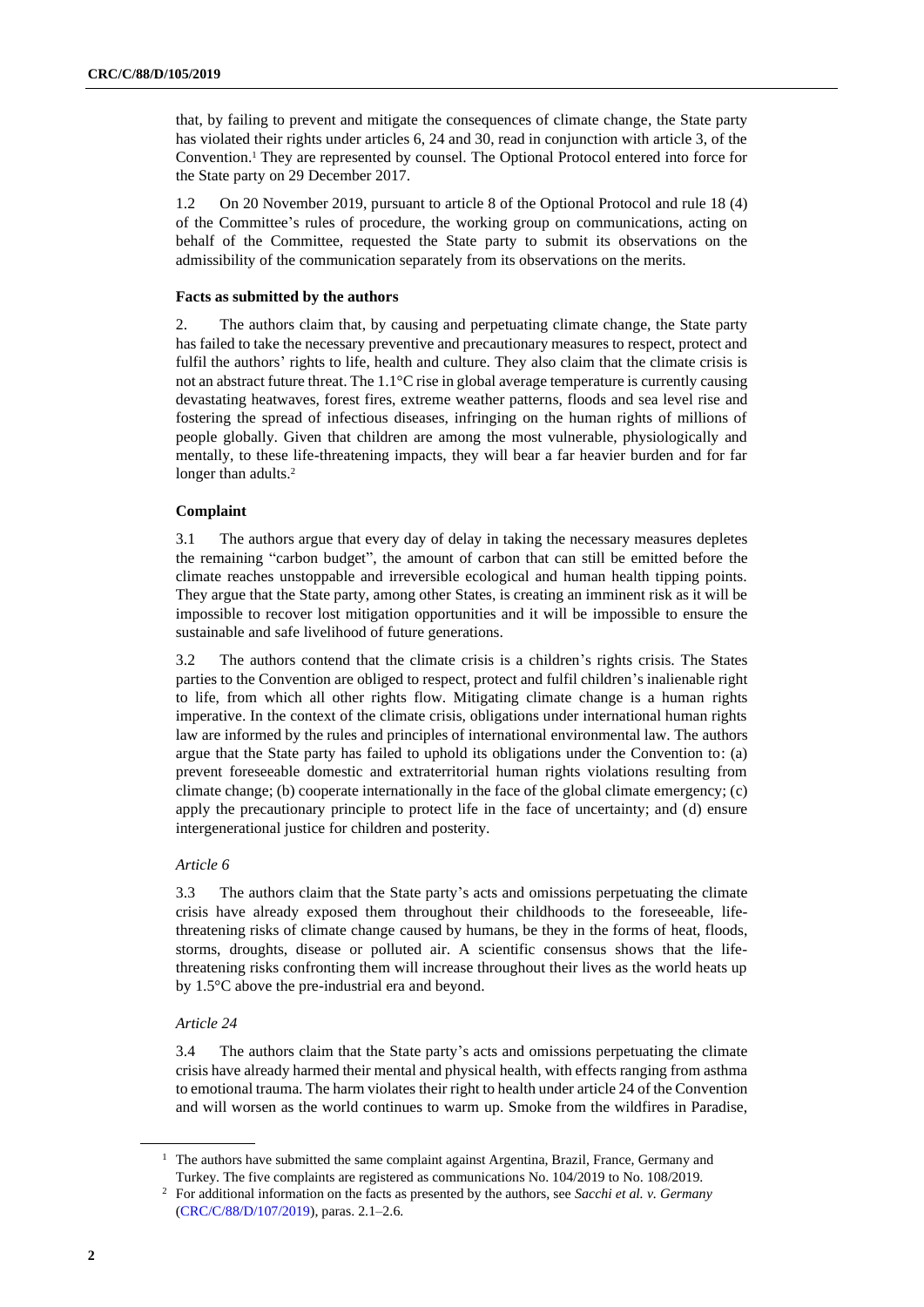that, by failing to prevent and mitigate the consequences of climate change, the State party has violated their rights under articles 6, 24 and 30, read in conjunction with article 3, of the Convention.[1] They are represented by counsel. The Optional Protocol entered into force for the State party on 29 December 2017.

1.2 On 20 November 2019, pursuant to article 8 of the Optional Protocol and rule 18 (4) of the Committee's rules of procedure, the working group on communications, acting on behalf of the Committee, requested the State party to submit its observations on the admissibility of the communication separately from its observations on the merits.

### Facts as submitted by the authors

2. The authors claim that, by causing and perpetuating climate change, the State party has failed to take the necessary preventive and precautionary measures to respect, protect and fulfil the authors' rights to life, health and culture. They also claim that the climate crisis is not an abstract future threat. The 1.1°C rise in global average temperature is currently causing devastating heatwaves, forest fires, extreme weather patterns, floods and sea level rise and fostering the spread of infectious diseases, infringing on the human rights of millions of people globally. Given that children are among the most vulnerable, physiologically and mentally, to these life-threatening impacts, they will bear a far heavier burden and for far longer than adults.[2]

### Complaint

3.1 The authors argue that every day of delay in taking the necessary measures depletes the remaining "carbon budget", the amount of carbon that can still be emitted before the climate reaches unstoppable and irreversible ecological and human health tipping points. They argue that the State party, among other States, is creating an imminent risk as it will be impossible to recover lost mitigation opportunities and it will be impossible to ensure the sustainable and safe livelihood of future generations.

3.2 The authors contend that the climate crisis is a children's rights crisis. The States parties to the Convention are obliged to respect, protect and fulfil children's inalienable right to life, from which all other rights flow. Mitigating climate change is a human rights imperative. In the context of the climate crisis, obligations under international human rights law are informed by the rules and principles of international environmental law. The authors argue that the State party has failed to uphold its obligations under the Convention to: (a) prevent foreseeable domestic and extraterritorial human rights violations resulting from climate change; (b) cooperate internationally in the face of the global climate emergency; (c) apply the precautionary principle to protect life in the face of uncertainty; and (d) ensure intergenerational justice for children and posterity.

#### *Article 6*

3.3 The authors claim that the State party's acts and omissions perpetuating the climate crisis have already exposed them throughout their childhoods to the foreseeable, life-threatening risks of climate change caused by humans, be they in the forms of heat, floods, storms, droughts, disease or polluted air. A scientific consensus shows that the life-threatening risks confronting them will increase throughout their lives as the world heats up by 1.5°C above the pre-industrial era and beyond.

#### *Article 24*

3.4 The authors claim that the State party's acts and omissions perpetuating the climate crisis have already harmed their mental and physical health, with effects ranging from asthma to emotional trauma. The harm violates their right to health under article 24 of the Convention and will worsen as the world continues to warm up. Smoke from the wildfires in Paradise,

---

[1] The authors have submitted the same complaint against Argentina, Brazil, France, Germany and Turkey. The five complaints are registered as communications No. 104/2019 to No. 108/2019.

[2] For additional information on the facts as presented by the authors, see *Sacchi et al. v. Germany* (CRC/C/88/D/107/2019), paras. 2.1–2.6.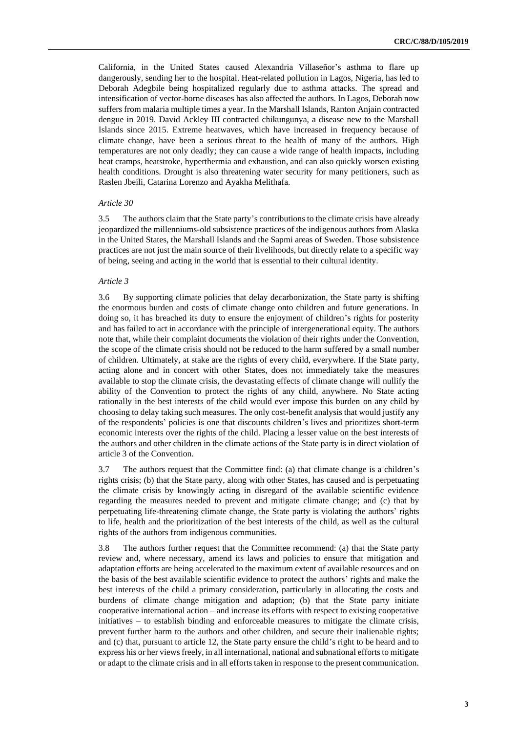California, in the United States caused Alexandria Villaseñor's asthma to flare up dangerously, sending her to the hospital. Heat-related pollution in Lagos, Nigeria, has led to Deborah Adegbile being hospitalized regularly due to asthma attacks. The spread and intensification of vector-borne diseases has also affected the authors. In Lagos, Deborah now suffers from malaria multiple times a year. In the Marshall Islands, Ranton Anjain contracted dengue in 2019. David Ackley III contracted chikungunya, a disease new to the Marshall Islands since 2015. Extreme heatwaves, which have increased in frequency because of climate change, have been a serious threat to the health of many of the authors. High temperatures are not only deadly; they can cause a wide range of health impacts, including heat cramps, heatstroke, hyperthermia and exhaustion, and can also quickly worsen existing health conditions. Drought is also threatening water security for many petitioners, such as Raslen Jbeili, Catarina Lorenzo and Ayakha Melithafa.

*Article 30*

3.5 The authors claim that the State party's contributions to the climate crisis have already jeopardized the millenniums-old subsistence practices of the indigenous authors from Alaska in the United States, the Marshall Islands and the Sapmi areas of Sweden. Those subsistence practices are not just the main source of their livelihoods, but directly relate to a specific way of being, seeing and acting in the world that is essential to their cultural identity.

*Article 3*

3.6 By supporting climate policies that delay decarbonization, the State party is shifting the enormous burden and costs of climate change onto children and future generations. In doing so, it has breached its duty to ensure the enjoyment of children's rights for posterity and has failed to act in accordance with the principle of intergenerational equity. The authors note that, while their complaint documents the violation of their rights under the Convention, the scope of the climate crisis should not be reduced to the harm suffered by a small number of children. Ultimately, at stake are the rights of every child, everywhere. If the State party, acting alone and in concert with other States, does not immediately take the measures available to stop the climate crisis, the devastating effects of climate change will nullify the ability of the Convention to protect the rights of any child, anywhere. No State acting rationally in the best interests of the child would ever impose this burden on any child by choosing to delay taking such measures. The only cost-benefit analysis that would justify any of the respondents' policies is one that discounts children's lives and prioritizes short-term economic interests over the rights of the child. Placing a lesser value on the best interests of the authors and other children in the climate actions of the State party is in direct violation of article 3 of the Convention.

3.7 The authors request that the Committee find: (a) that climate change is a children's rights crisis; (b) that the State party, along with other States, has caused and is perpetuating the climate crisis by knowingly acting in disregard of the available scientific evidence regarding the measures needed to prevent and mitigate climate change; and (c) that by perpetuating life-threatening climate change, the State party is violating the authors' rights to life, health and the prioritization of the best interests of the child, as well as the cultural rights of the authors from indigenous communities.

3.8 The authors further request that the Committee recommend: (a) that the State party review and, where necessary, amend its laws and policies to ensure that mitigation and adaptation efforts are being accelerated to the maximum extent of available resources and on the basis of the best available scientific evidence to protect the authors' rights and make the best interests of the child a primary consideration, particularly in allocating the costs and burdens of climate change mitigation and adaption; (b) that the State party initiate cooperative international action – and increase its efforts with respect to existing cooperative initiatives – to establish binding and enforceable measures to mitigate the climate crisis, prevent further harm to the authors and other children, and secure their inalienable rights; and (c) that, pursuant to article 12, the State party ensure the child's right to be heard and to express his or her views freely, in all international, national and subnational efforts to mitigate or adapt to the climate crisis and in all efforts taken in response to the present communication.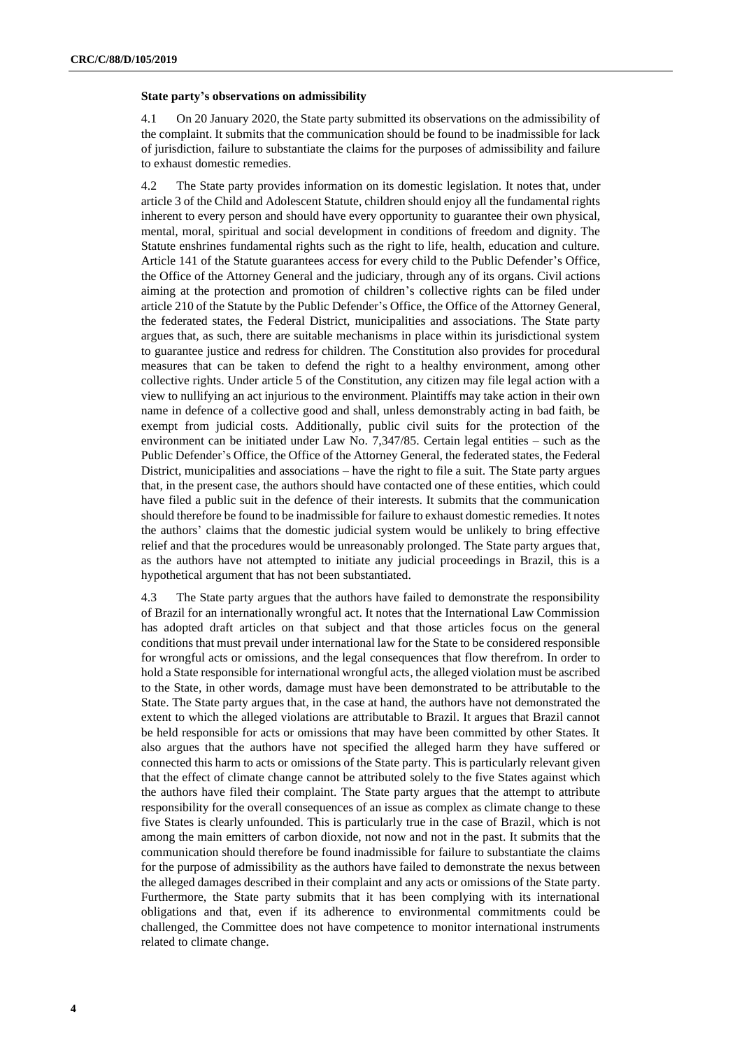### State party's observations on admissibility

4.1 On 20 January 2020, the State party submitted its observations on the admissibility of the complaint. It submits that the communication should be found to be inadmissible for lack of jurisdiction, failure to substantiate the claims for the purposes of admissibility and failure to exhaust domestic remedies.

4.2 The State party provides information on its domestic legislation. It notes that, under article 3 of the Child and Adolescent Statute, children should enjoy all the fundamental rights inherent to every person and should have every opportunity to guarantee their own physical, mental, moral, spiritual and social development in conditions of freedom and dignity. The Statute enshrines fundamental rights such as the right to life, health, education and culture. Article 141 of the Statute guarantees access for every child to the Public Defender's Office, the Office of the Attorney General and the judiciary, through any of its organs. Civil actions aiming at the protection and promotion of children's collective rights can be filed under article 210 of the Statute by the Public Defender's Office, the Office of the Attorney General, the federated states, the Federal District, municipalities and associations. The State party argues that, as such, there are suitable mechanisms in place within its jurisdictional system to guarantee justice and redress for children. The Constitution also provides for procedural measures that can be taken to defend the right to a healthy environment, among other collective rights. Under article 5 of the Constitution, any citizen may file legal action with a view to nullifying an act injurious to the environment. Plaintiffs may take action in their own name in defence of a collective good and shall, unless demonstrably acting in bad faith, be exempt from judicial costs. Additionally, public civil suits for the protection of the environment can be initiated under Law No. 7,347/85. Certain legal entities – such as the Public Defender's Office, the Office of the Attorney General, the federated states, the Federal District, municipalities and associations – have the right to file a suit. The State party argues that, in the present case, the authors should have contacted one of these entities, which could have filed a public suit in the defence of their interests. It submits that the communication should therefore be found to be inadmissible for failure to exhaust domestic remedies. It notes the authors' claims that the domestic judicial system would be unlikely to bring effective relief and that the procedures would be unreasonably prolonged. The State party argues that, as the authors have not attempted to initiate any judicial proceedings in Brazil, this is a hypothetical argument that has not been substantiated.

4.3 The State party argues that the authors have failed to demonstrate the responsibility of Brazil for an internationally wrongful act. It notes that the International Law Commission has adopted draft articles on that subject and that those articles focus on the general conditions that must prevail under international law for the State to be considered responsible for wrongful acts or omissions, and the legal consequences that flow therefrom. In order to hold a State responsible for international wrongful acts, the alleged violation must be ascribed to the State, in other words, damage must have been demonstrated to be attributable to the State. The State party argues that, in the case at hand, the authors have not demonstrated the extent to which the alleged violations are attributable to Brazil. It argues that Brazil cannot be held responsible for acts or omissions that may have been committed by other States. It also argues that the authors have not specified the alleged harm they have suffered or connected this harm to acts or omissions of the State party. This is particularly relevant given that the effect of climate change cannot be attributed solely to the five States against which the authors have filed their complaint. The State party argues that the attempt to attribute responsibility for the overall consequences of an issue as complex as climate change to these five States is clearly unfounded. This is particularly true in the case of Brazil, which is not among the main emitters of carbon dioxide, not now and not in the past. It submits that the communication should therefore be found inadmissible for failure to substantiate the claims for the purpose of admissibility as the authors have failed to demonstrate the nexus between the alleged damages described in their complaint and any acts or omissions of the State party. Furthermore, the State party submits that it has been complying with its international obligations and that, even if its adherence to environmental commitments could be challenged, the Committee does not have competence to monitor international instruments related to climate change.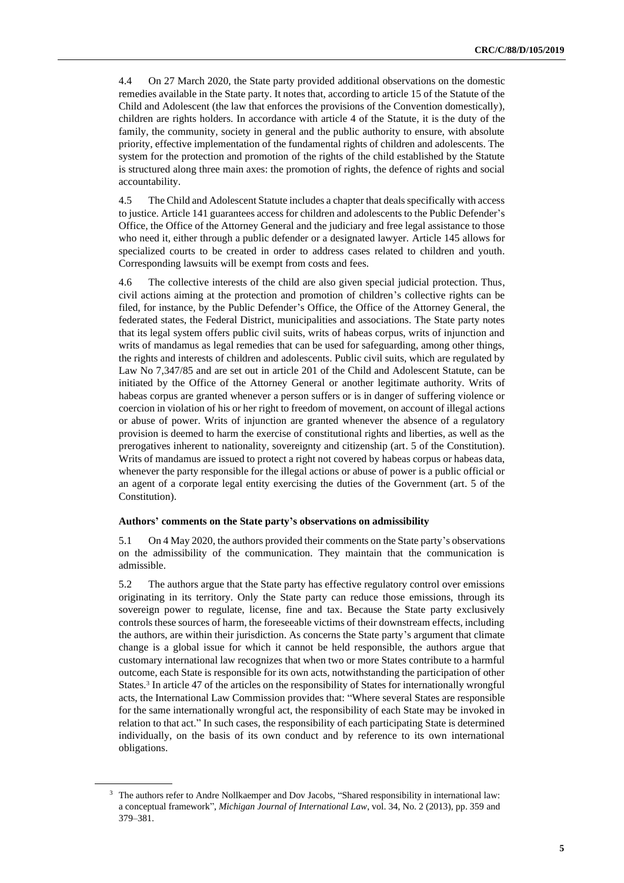4.4 On 27 March 2020, the State party provided additional observations on the domestic remedies available in the State party. It notes that, according to article 15 of the Statute of the Child and Adolescent (the law that enforces the provisions of the Convention domestically), children are rights holders. In accordance with article 4 of the Statute, it is the duty of the family, the community, society in general and the public authority to ensure, with absolute priority, effective implementation of the fundamental rights of children and adolescents. The system for the protection and promotion of the rights of the child established by the Statute is structured along three main axes: the promotion of rights, the defence of rights and social accountability.

4.5 The Child and Adolescent Statute includes a chapter that deals specifically with access to justice. Article 141 guarantees access for children and adolescents to the Public Defender's Office, the Office of the Attorney General and the judiciary and free legal assistance to those who need it, either through a public defender or a designated lawyer. Article 145 allows for specialized courts to be created in order to address cases related to children and youth. Corresponding lawsuits will be exempt from costs and fees.

4.6 The collective interests of the child are also given special judicial protection. Thus, civil actions aiming at the protection and promotion of children's collective rights can be filed, for instance, by the Public Defender's Office, the Office of the Attorney General, the federated states, the Federal District, municipalities and associations. The State party notes that its legal system offers public civil suits, writs of habeas corpus, writs of injunction and writs of mandamus as legal remedies that can be used for safeguarding, among other things, the rights and interests of children and adolescents. Public civil suits, which are regulated by Law No 7,347/85 and are set out in article 201 of the Child and Adolescent Statute, can be initiated by the Office of the Attorney General or another legitimate authority. Writs of habeas corpus are granted whenever a person suffers or is in danger of suffering violence or coercion in violation of his or her right to freedom of movement, on account of illegal actions or abuse of power. Writs of injunction are granted whenever the absence of a regulatory provision is deemed to harm the exercise of constitutional rights and liberties, as well as the prerogatives inherent to nationality, sovereignty and citizenship (art. 5 of the Constitution). Writs of mandamus are issued to protect a right not covered by habeas corpus or habeas data, whenever the party responsible for the illegal actions or abuse of power is a public official or an agent of a corporate legal entity exercising the duties of the Government (art. 5 of the Constitution).

**Authors' comments on the State party's observations on admissibility**

5.1 On 4 May 2020, the authors provided their comments on the State party's observations on the admissibility of the communication. They maintain that the communication is admissible.

5.2 The authors argue that the State party has effective regulatory control over emissions originating in its territory. Only the State party can reduce those emissions, through its sovereign power to regulate, license, fine and tax. Because the State party exclusively controls these sources of harm, the foreseeable victims of their downstream effects, including the authors, are within their jurisdiction. As concerns the State party's argument that climate change is a global issue for which it cannot be held responsible, the authors argue that customary international law recognizes that when two or more States contribute to a harmful outcome, each State is responsible for its own acts, notwithstanding the participation of other States.[3] In article 47 of the articles on the responsibility of States for internationally wrongful acts, the International Law Commission provides that: "Where several States are responsible for the same internationally wrongful act, the responsibility of each State may be invoked in relation to that act." In such cases, the responsibility of each participating State is determined individually, on the basis of its own conduct and by reference to its own international obligations.

[3] The authors refer to Andre Nollkaemper and Dov Jacobs, "Shared responsibility in international law: a conceptual framework", *Michigan Journal of International Law*, vol. 34, No. 2 (2013), pp. 359 and 379–381.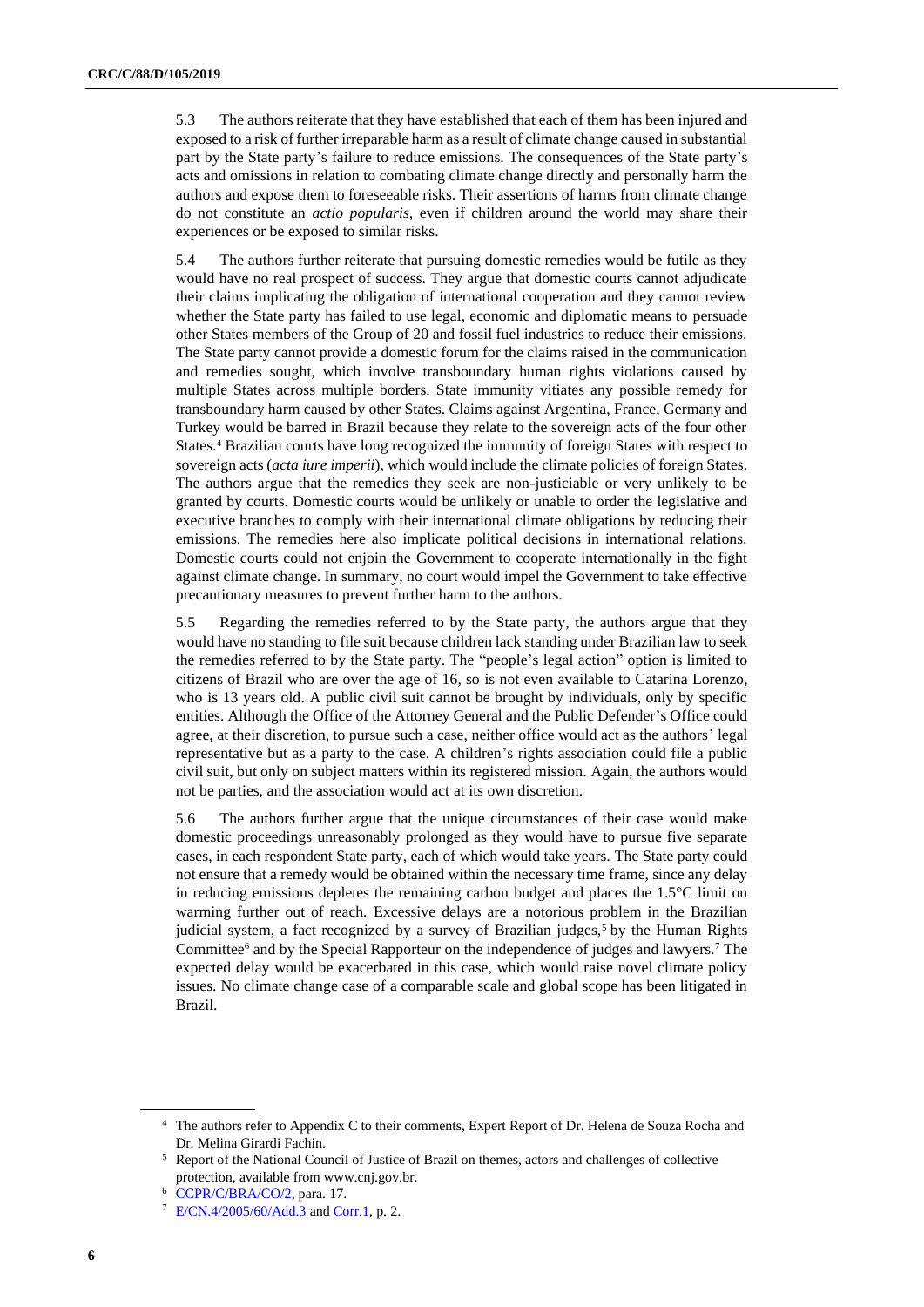5.3 The authors reiterate that they have established that each of them has been injured and exposed to a risk of further irreparable harm as a result of climate change caused in substantial part by the State party's failure to reduce emissions. The consequences of the State party's acts and omissions in relation to combating climate change directly and personally harm the authors and expose them to foreseeable risks. Their assertions of harms from climate change do not constitute an *actio popularis*, even if children around the world may share their experiences or be exposed to similar risks.

5.4 The authors further reiterate that pursuing domestic remedies would be futile as they would have no real prospect of success. They argue that domestic courts cannot adjudicate their claims implicating the obligation of international cooperation and they cannot review whether the State party has failed to use legal, economic and diplomatic means to persuade other States members of the Group of 20 and fossil fuel industries to reduce their emissions. The State party cannot provide a domestic forum for the claims raised in the communication and remedies sought, which involve transboundary human rights violations caused by multiple States across multiple borders. State immunity vitiates any possible remedy for transboundary harm caused by other States. Claims against Argentina, France, Germany and Turkey would be barred in Brazil because they relate to the sovereign acts of the four other States.[4] Brazilian courts have long recognized the immunity of foreign States with respect to sovereign acts (*acta iure imperii*), which would include the climate policies of foreign States. The authors argue that the remedies they seek are non-justiciable or very unlikely to be granted by courts. Domestic courts would be unlikely or unable to order the legislative and executive branches to comply with their international climate obligations by reducing their emissions. The remedies here also implicate political decisions in international relations. Domestic courts could not enjoin the Government to cooperate internationally in the fight against climate change. In summary, no court would impel the Government to take effective precautionary measures to prevent further harm to the authors.

5.5 Regarding the remedies referred to by the State party, the authors argue that they would have no standing to file suit because children lack standing under Brazilian law to seek the remedies referred to by the State party. The "people's legal action" option is limited to citizens of Brazil who are over the age of 16, so is not even available to Catarina Lorenzo, who is 13 years old. A public civil suit cannot be brought by individuals, only by specific entities. Although the Office of the Attorney General and the Public Defender's Office could agree, at their discretion, to pursue such a case, neither office would act as the authors' legal representative but as a party to the case. A children's rights association could file a public civil suit, but only on subject matters within its registered mission. Again, the authors would not be parties, and the association would act at its own discretion.

5.6 The authors further argue that the unique circumstances of their case would make domestic proceedings unreasonably prolonged as they would have to pursue five separate cases, in each respondent State party, each of which would take years. The State party could not ensure that a remedy would be obtained within the necessary time frame, since any delay in reducing emissions depletes the remaining carbon budget and places the 1.5°C limit on warming further out of reach. Excessive delays are a notorious problem in the Brazilian judicial system, a fact recognized by a survey of Brazilian judges,[5] by the Human Rights Committee[6] and by the Special Rapporteur on the independence of judges and lawyers.[7] The expected delay would be exacerbated in this case, which would raise novel climate policy issues. No climate change case of a comparable scale and global scope has been litigated in Brazil.

---

[4] The authors refer to Appendix C to their comments, Expert Report of Dr. Helena de Souza Rocha and Dr. Melina Girardi Fachin.

[5] Report of the National Council of Justice of Brazil on themes, actors and challenges of collective protection, available from www.cnj.gov.br.

[6] CCPR/C/BRA/CO/2, para. 17.

[7] E/CN.4/2005/60/Add.3 and Corr.1, p. 2.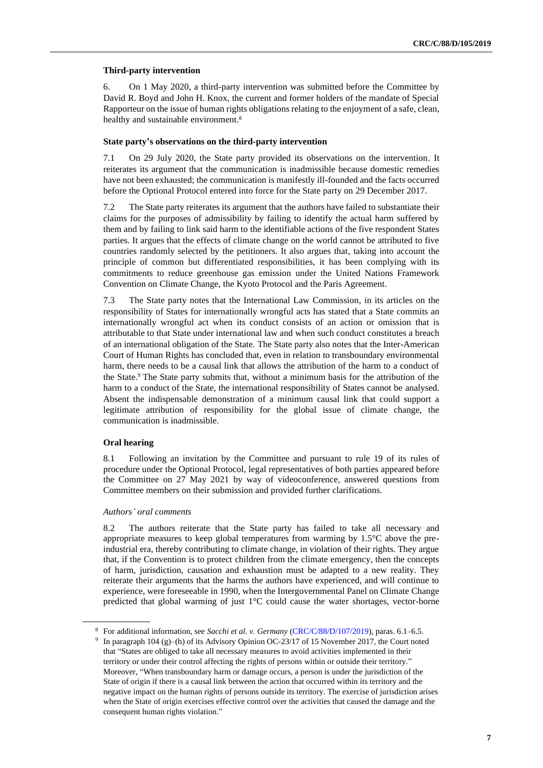#### Third-party intervention

6. On 1 May 2020, a third-party intervention was submitted before the Committee by David R. Boyd and John H. Knox, the current and former holders of the mandate of Special Rapporteur on the issue of human rights obligations relating to the enjoyment of a safe, clean, healthy and sustainable environment.[8]

#### State party's observations on the third-party intervention

7.1 On 29 July 2020, the State party provided its observations on the intervention. It reiterates its argument that the communication is inadmissible because domestic remedies have not been exhausted; the communication is manifestly ill-founded and the facts occurred before the Optional Protocol entered into force for the State party on 29 December 2017.

7.2 The State party reiterates its argument that the authors have failed to substantiate their claims for the purposes of admissibility by failing to identify the actual harm suffered by them and by failing to link said harm to the identifiable actions of the five respondent States parties. It argues that the effects of climate change on the world cannot be attributed to five countries randomly selected by the petitioners. It also argues that, taking into account the principle of common but differentiated responsibilities, it has been complying with its commitments to reduce greenhouse gas emission under the United Nations Framework Convention on Climate Change, the Kyoto Protocol and the Paris Agreement.

7.3 The State party notes that the International Law Commission, in its articles on the responsibility of States for internationally wrongful acts has stated that a State commits an internationally wrongful act when its conduct consists of an action or omission that is attributable to that State under international law and when such conduct constitutes a breach of an international obligation of the State. The State party also notes that the Inter-American Court of Human Rights has concluded that, even in relation to transboundary environmental harm, there needs to be a causal link that allows the attribution of the harm to a conduct of the State.[9] The State party submits that, without a minimum basis for the attribution of the harm to a conduct of the State, the international responsibility of States cannot be analysed. Absent the indispensable demonstration of a minimum causal link that could support a legitimate attribution of responsibility for the global issue of climate change, the communication is inadmissible.

#### Oral hearing

8.1 Following an invitation by the Committee and pursuant to rule 19 of its rules of procedure under the Optional Protocol, legal representatives of both parties appeared before the Committee on 27 May 2021 by way of videoconference, answered questions from Committee members on their submission and provided further clarifications.

*Authors' oral comments*

8.2 The authors reiterate that the State party has failed to take all necessary and appropriate measures to keep global temperatures from warming by 1.5°C above the pre-industrial era, thereby contributing to climate change, in violation of their rights. They argue that, if the Convention is to protect children from the climate emergency, then the concepts of harm, jurisdiction, causation and exhaustion must be adapted to a new reality. They reiterate their arguments that the harms the authors have experienced, and will continue to experience, were foreseeable in 1990, when the Intergovernmental Panel on Climate Change predicted that global warming of just 1°C could cause the water shortages, vector-borne

---

[8] For additional information, see *Sacchi et al. v. Germany* (CRC/C/88/D/107/2019), paras. 6.1–6.5.

[9] In paragraph 104 (g)–(h) of its Advisory Opinion OC-23/17 of 15 November 2017, the Court noted that "States are obliged to take all necessary measures to avoid activities implemented in their territory or under their control affecting the rights of persons within or outside their territory." Moreover, "When transboundary harm or damage occurs, a person is under the jurisdiction of the State of origin if there is a causal link between the action that occurred within its territory and the negative impact on the human rights of persons outside its territory. The exercise of jurisdiction arises when the State of origin exercises effective control over the activities that caused the damage and the consequent human rights violation."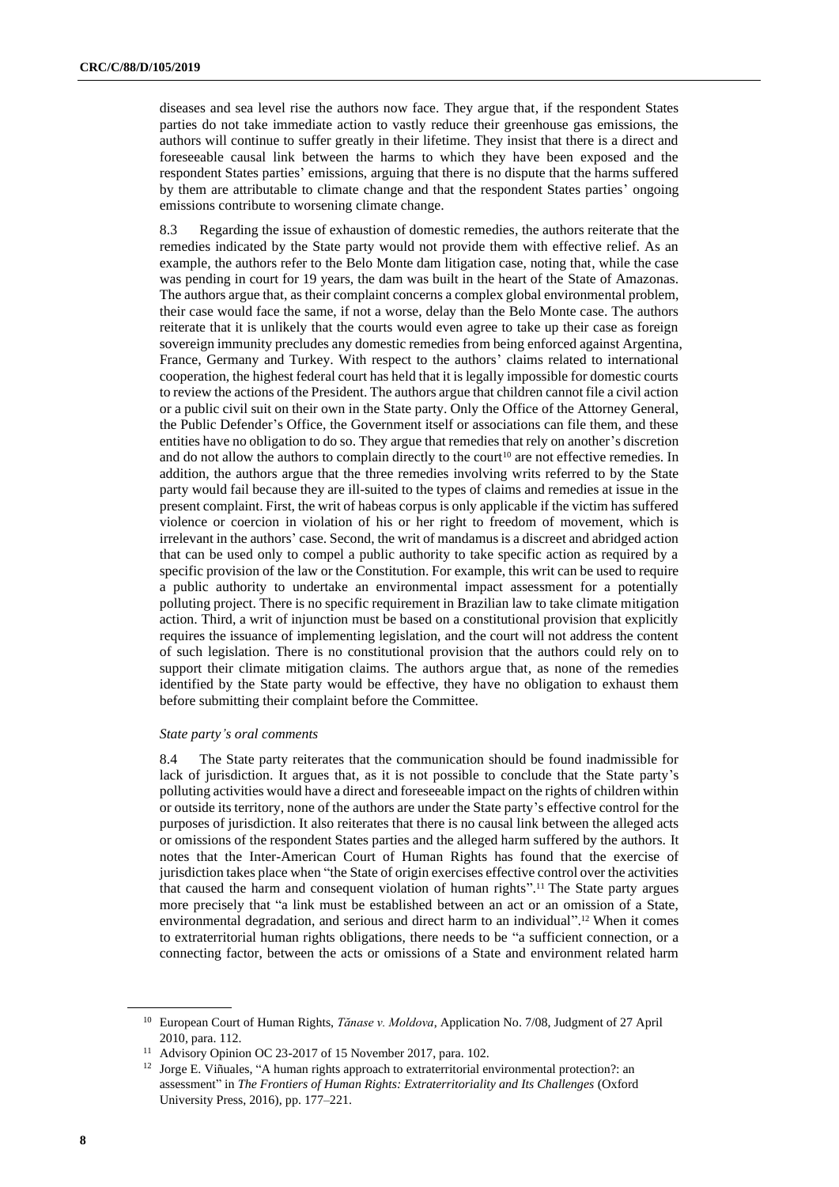diseases and sea level rise the authors now face. They argue that, if the respondent States parties do not take immediate action to vastly reduce their greenhouse gas emissions, the authors will continue to suffer greatly in their lifetime. They insist that there is a direct and foreseeable causal link between the harms to which they have been exposed and the respondent States parties' emissions, arguing that there is no dispute that the harms suffered by them are attributable to climate change and that the respondent States parties' ongoing emissions contribute to worsening climate change.

8.3 Regarding the issue of exhaustion of domestic remedies, the authors reiterate that the remedies indicated by the State party would not provide them with effective relief. As an example, the authors refer to the Belo Monte dam litigation case, noting that, while the case was pending in court for 19 years, the dam was built in the heart of the State of Amazonas. The authors argue that, as their complaint concerns a complex global environmental problem, their case would face the same, if not a worse, delay than the Belo Monte case. The authors reiterate that it is unlikely that the courts would even agree to take up their case as foreign sovereign immunity precludes any domestic remedies from being enforced against Argentina, France, Germany and Turkey. With respect to the authors' claims related to international cooperation, the highest federal court has held that it is legally impossible for domestic courts to review the actions of the President. The authors argue that children cannot file a civil action or a public civil suit on their own in the State party. Only the Office of the Attorney General, the Public Defender's Office, the Government itself or associations can file them, and these entities have no obligation to do so. They argue that remedies that rely on another's discretion and do not allow the authors to complain directly to the court[10] are not effective remedies. In addition, the authors argue that the three remedies involving writs referred to by the State party would fail because they are ill-suited to the types of claims and remedies at issue in the present complaint. First, the writ of habeas corpus is only applicable if the victim has suffered violence or coercion in violation of his or her right to freedom of movement, which is irrelevant in the authors' case. Second, the writ of mandamus is a discreet and abridged action that can be used only to compel a public authority to take specific action as required by a specific provision of the law or the Constitution. For example, this writ can be used to require a public authority to undertake an environmental impact assessment for a potentially polluting project. There is no specific requirement in Brazilian law to take climate mitigation action. Third, a writ of injunction must be based on a constitutional provision that explicitly requires the issuance of implementing legislation, and the court will not address the content of such legislation. There is no constitutional provision that the authors could rely on to support their climate mitigation claims. The authors argue that, as none of the remedies identified by the State party would be effective, they have no obligation to exhaust them before submitting their complaint before the Committee.

*State party's oral comments*

8.4 The State party reiterates that the communication should be found inadmissible for lack of jurisdiction. It argues that, as it is not possible to conclude that the State party's polluting activities would have a direct and foreseeable impact on the rights of children within or outside its territory, none of the authors are under the State party's effective control for the purposes of jurisdiction. It also reiterates that there is no causal link between the alleged acts or omissions of the respondent States parties and the alleged harm suffered by the authors. It notes that the Inter-American Court of Human Rights has found that the exercise of jurisdiction takes place when "the State of origin exercises effective control over the activities that caused the harm and consequent violation of human rights".[11] The State party argues more precisely that "a link must be established between an act or an omission of a State, environmental degradation, and serious and direct harm to an individual".[12] When it comes to extraterritorial human rights obligations, there needs to be "a sufficient connection, or a connecting factor, between the acts or omissions of a State and environment related harm

---

[10] European Court of Human Rights, *Tănase v. Moldova*, Application No. 7/08, Judgment of 27 April 2010, para. 112.

[11] Advisory Opinion OC 23-2017 of 15 November 2017, para. 102.

[12] Jorge E. Viñuales, "A human rights approach to extraterritorial environmental protection?: an assessment" in *The Frontiers of Human Rights: Extraterritoriality and Its Challenges* (Oxford University Press, 2016), pp. 177–221.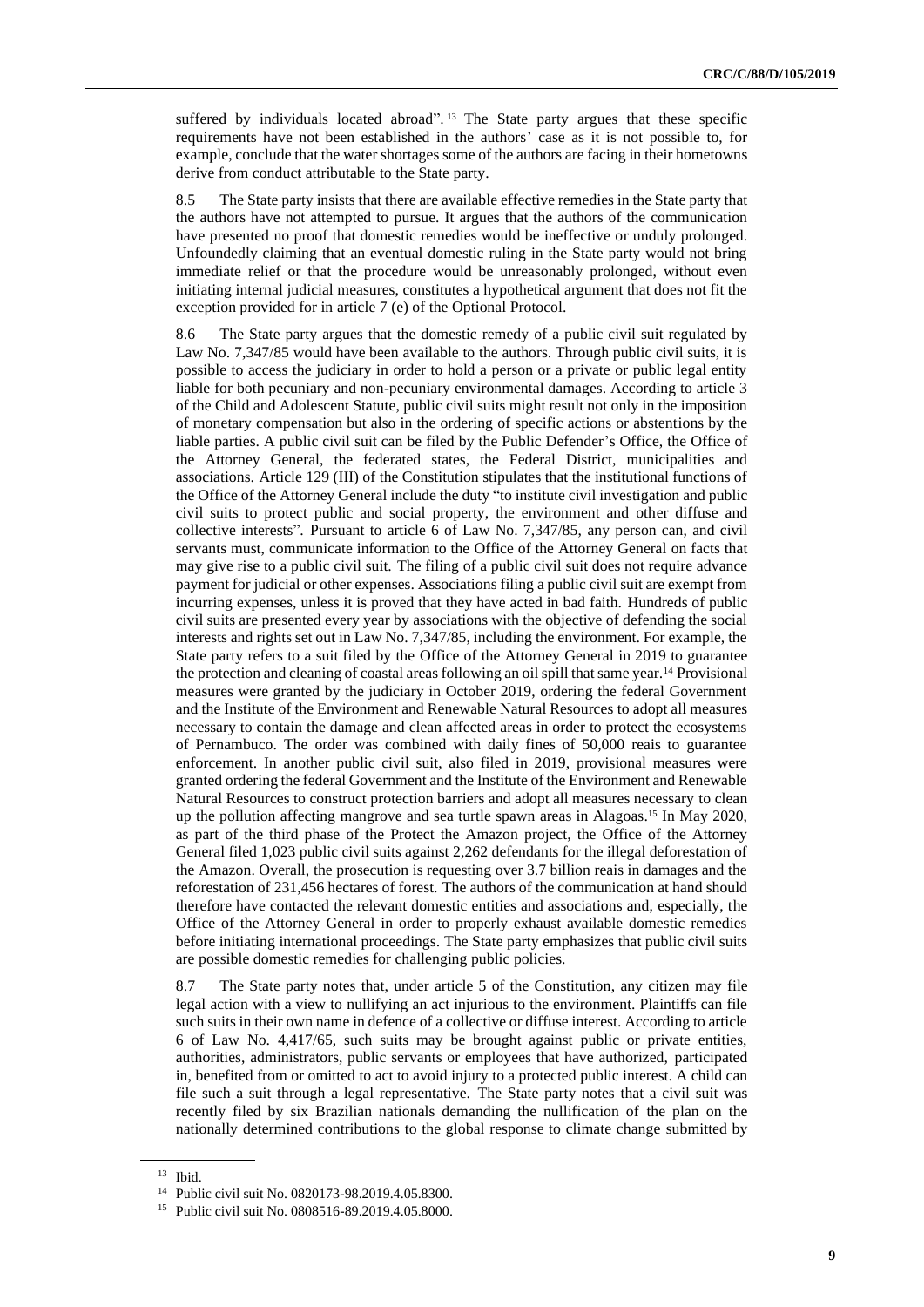suffered by individuals located abroad".[13] The State party argues that these specific requirements have not been established in the authors' case as it is not possible to, for example, conclude that the water shortages some of the authors are facing in their hometowns derive from conduct attributable to the State party.

8.5 The State party insists that there are available effective remedies in the State party that the authors have not attempted to pursue. It argues that the authors of the communication have presented no proof that domestic remedies would be ineffective or unduly prolonged. Unfoundedly claiming that an eventual domestic ruling in the State party would not bring immediate relief or that the procedure would be unreasonably prolonged, without even initiating internal judicial measures, constitutes a hypothetical argument that does not fit the exception provided for in article 7 (e) of the Optional Protocol.

8.6 The State party argues that the domestic remedy of a public civil suit regulated by Law No. 7,347/85 would have been available to the authors. Through public civil suits, it is possible to access the judiciary in order to hold a person or a private or public legal entity liable for both pecuniary and non-pecuniary environmental damages. According to article 3 of the Child and Adolescent Statute, public civil suits might result not only in the imposition of monetary compensation but also in the ordering of specific actions or abstentions by the liable parties. A public civil suit can be filed by the Public Defender's Office, the Office of the Attorney General, the federated states, the Federal District, municipalities and associations. Article 129 (III) of the Constitution stipulates that the institutional functions of the Office of the Attorney General include the duty "to institute civil investigation and public civil suits to protect public and social property, the environment and other diffuse and collective interests". Pursuant to article 6 of Law No. 7,347/85, any person can, and civil servants must, communicate information to the Office of the Attorney General on facts that may give rise to a public civil suit. The filing of a public civil suit does not require advance payment for judicial or other expenses. Associations filing a public civil suit are exempt from incurring expenses, unless it is proved that they have acted in bad faith. Hundreds of public civil suits are presented every year by associations with the objective of defending the social interests and rights set out in Law No. 7,347/85, including the environment. For example, the State party refers to a suit filed by the Office of the Attorney General in 2019 to guarantee the protection and cleaning of coastal areas following an oil spill that same year.[14] Provisional measures were granted by the judiciary in October 2019, ordering the federal Government and the Institute of the Environment and Renewable Natural Resources to adopt all measures necessary to contain the damage and clean affected areas in order to protect the ecosystems of Pernambuco. The order was combined with daily fines of 50,000 reais to guarantee enforcement. In another public civil suit, also filed in 2019, provisional measures were granted ordering the federal Government and the Institute of the Environment and Renewable Natural Resources to construct protection barriers and adopt all measures necessary to clean up the pollution affecting mangrove and sea turtle spawn areas in Alagoas.[15] In May 2020, as part of the third phase of the Protect the Amazon project, the Office of the Attorney General filed 1,023 public civil suits against 2,262 defendants for the illegal deforestation of the Amazon. Overall, the prosecution is requesting over 3.7 billion reais in damages and the reforestation of 231,456 hectares of forest. The authors of the communication at hand should therefore have contacted the relevant domestic entities and associations and, especially, the Office of the Attorney General in order to properly exhaust available domestic remedies before initiating international proceedings. The State party emphasizes that public civil suits are possible domestic remedies for challenging public policies.

8.7 The State party notes that, under article 5 of the Constitution, any citizen may file legal action with a view to nullifying an act injurious to the environment. Plaintiffs can file such suits in their own name in defence of a collective or diffuse interest. According to article 6 of Law No. 4,417/65, such suits may be brought against public or private entities, authorities, administrators, public servants or employees that have authorized, participated in, benefited from or omitted to act to avoid injury to a protected public interest. A child can file such a suit through a legal representative. The State party notes that a civil suit was recently filed by six Brazilian nationals demanding the nullification of the plan on the nationally determined contributions to the global response to climate change submitted by

---

[13] Ibid.

[14] Public civil suit No. 0820173-98.2019.4.05.8300.

[15] Public civil suit No. 0808516-89.2019.4.05.8000.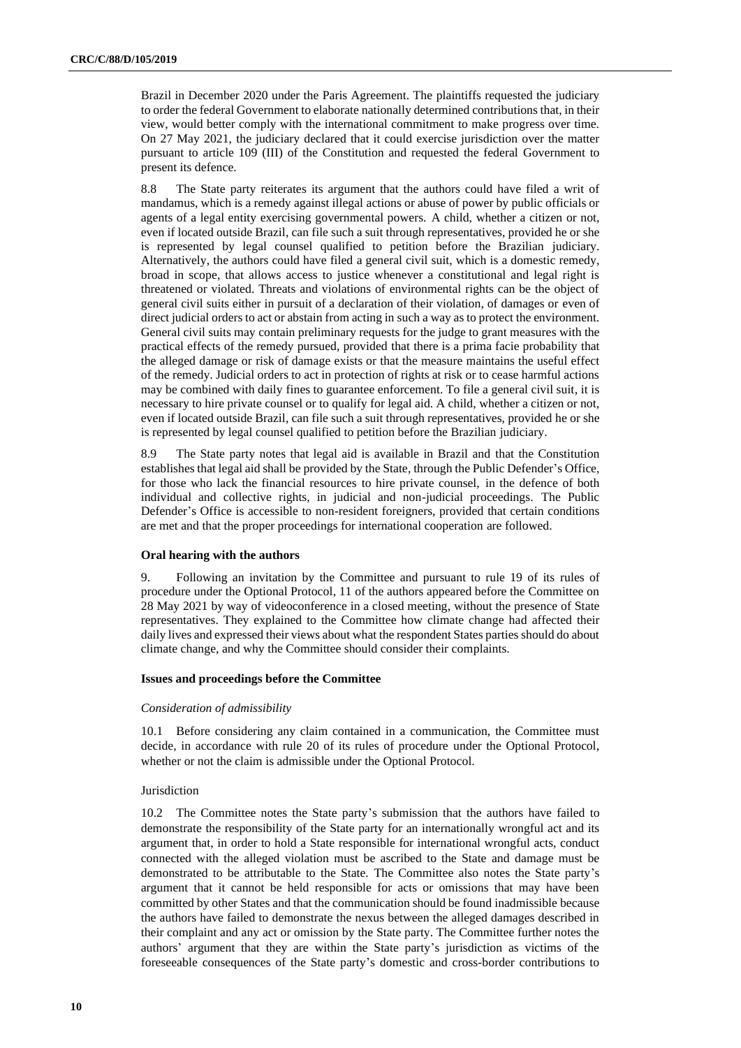Brazil in December 2020 under the Paris Agreement. The plaintiffs requested the judiciary to order the federal Government to elaborate nationally determined contributions that, in their view, would better comply with the international commitment to make progress over time. On 27 May 2021, the judiciary declared that it could exercise jurisdiction over the matter pursuant to article 109 (III) of the Constitution and requested the federal Government to present its defence.

8.8 The State party reiterates its argument that the authors could have filed a writ of mandamus, which is a remedy against illegal actions or abuse of power by public officials or agents of a legal entity exercising governmental powers. A child, whether a citizen or not, even if located outside Brazil, can file such a suit through representatives, provided he or she is represented by legal counsel qualified to petition before the Brazilian judiciary. Alternatively, the authors could have filed a general civil suit, which is a domestic remedy, broad in scope, that allows access to justice whenever a constitutional and legal right is threatened or violated. Threats and violations of environmental rights can be the object of general civil suits either in pursuit of a declaration of their violation, of damages or even of direct judicial orders to act or abstain from acting in such a way as to protect the environment. General civil suits may contain preliminary requests for the judge to grant measures with the practical effects of the remedy pursued, provided that there is a prima facie probability that the alleged damage or risk of damage exists or that the measure maintains the useful effect of the remedy. Judicial orders to act in protection of rights at risk or to cease harmful actions may be combined with daily fines to guarantee enforcement. To file a general civil suit, it is necessary to hire private counsel or to qualify for legal aid. A child, whether a citizen or not, even if located outside Brazil, can file such a suit through representatives, provided he or she is represented by legal counsel qualified to petition before the Brazilian judiciary.

8.9 The State party notes that legal aid is available in Brazil and that the Constitution establishes that legal aid shall be provided by the State, through the Public Defender's Office, for those who lack the financial resources to hire private counsel, in the defence of both individual and collective rights, in judicial and non-judicial proceedings. The Public Defender's Office is accessible to non-resident foreigners, provided that certain conditions are met and that the proper proceedings for international cooperation are followed.

### Oral hearing with the authors

9. Following an invitation by the Committee and pursuant to rule 19 of its rules of procedure under the Optional Protocol, 11 of the authors appeared before the Committee on 28 May 2021 by way of videoconference in a closed meeting, without the presence of State representatives. They explained to the Committee how climate change had affected their daily lives and expressed their views about what the respondent States parties should do about climate change, and why the Committee should consider their complaints.

### Issues and proceedings before the Committee

#### *Consideration of admissibility*

10.1 Before considering any claim contained in a communication, the Committee must decide, in accordance with rule 20 of its rules of procedure under the Optional Protocol, whether or not the claim is admissible under the Optional Protocol.

Jurisdiction

10.2 The Committee notes the State party's submission that the authors have failed to demonstrate the responsibility of the State party for an internationally wrongful act and its argument that, in order to hold a State responsible for international wrongful acts, conduct connected with the alleged violation must be ascribed to the State and damage must be demonstrated to be attributable to the State. The Committee also notes the State party's argument that it cannot be held responsible for acts or omissions that may have been committed by other States and that the communication should be found inadmissible because the authors have failed to demonstrate the nexus between the alleged damages described in their complaint and any act or omission by the State party. The Committee further notes the authors' argument that they are within the State party's jurisdiction as victims of the foreseeable consequences of the State party's domestic and cross-border contributions to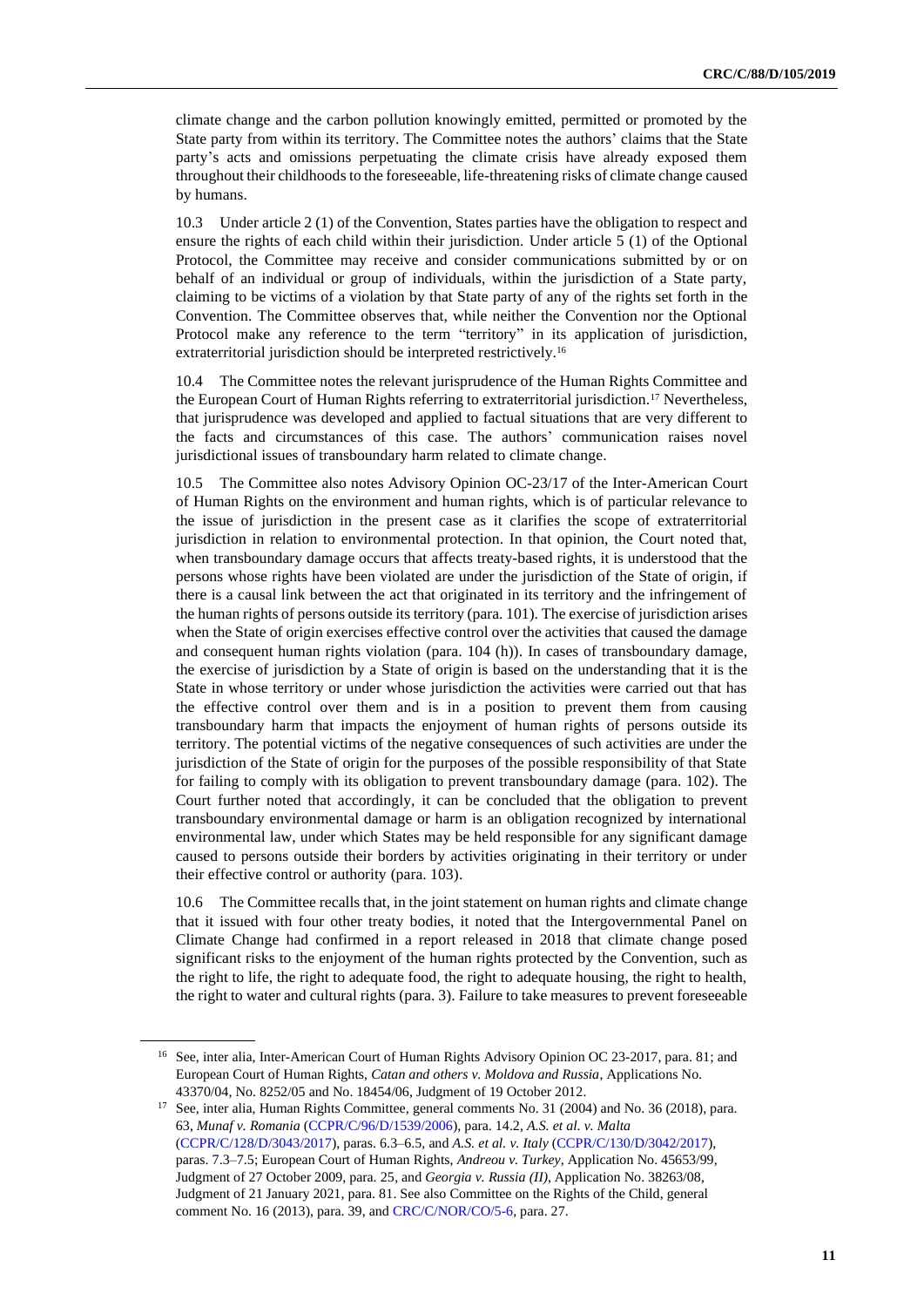climate change and the carbon pollution knowingly emitted, permitted or promoted by the State party from within its territory. The Committee notes the authors' claims that the State party's acts and omissions perpetuating the climate crisis have already exposed them throughout their childhoods to the foreseeable, life-threatening risks of climate change caused by humans.

10.3 Under article 2 (1) of the Convention, States parties have the obligation to respect and ensure the rights of each child within their jurisdiction. Under article 5 (1) of the Optional Protocol, the Committee may receive and consider communications submitted by or on behalf of an individual or group of individuals, within the jurisdiction of a State party, claiming to be victims of a violation by that State party of any of the rights set forth in the Convention. The Committee observes that, while neither the Convention nor the Optional Protocol make any reference to the term "territory" in its application of jurisdiction, extraterritorial jurisdiction should be interpreted restrictively.[16]

10.4 The Committee notes the relevant jurisprudence of the Human Rights Committee and the European Court of Human Rights referring to extraterritorial jurisdiction.[17] Nevertheless, that jurisprudence was developed and applied to factual situations that are very different to the facts and circumstances of this case. The authors' communication raises novel jurisdictional issues of transboundary harm related to climate change.

10.5 The Committee also notes Advisory Opinion OC-23/17 of the Inter-American Court of Human Rights on the environment and human rights, which is of particular relevance to the issue of jurisdiction in the present case as it clarifies the scope of extraterritorial jurisdiction in relation to environmental protection. In that opinion, the Court noted that, when transboundary damage occurs that affects treaty-based rights, it is understood that the persons whose rights have been violated are under the jurisdiction of the State of origin, if there is a causal link between the act that originated in its territory and the infringement of the human rights of persons outside its territory (para. 101). The exercise of jurisdiction arises when the State of origin exercises effective control over the activities that caused the damage and consequent human rights violation (para. 104 (h)). In cases of transboundary damage, the exercise of jurisdiction by a State of origin is based on the understanding that it is the State in whose territory or under whose jurisdiction the activities were carried out that has the effective control over them and is in a position to prevent them from causing transboundary harm that impacts the enjoyment of human rights of persons outside its territory. The potential victims of the negative consequences of such activities are under the jurisdiction of the State of origin for the purposes of the possible responsibility of that State for failing to comply with its obligation to prevent transboundary damage (para. 102). The Court further noted that accordingly, it can be concluded that the obligation to prevent transboundary environmental damage or harm is an obligation recognized by international environmental law, under which States may be held responsible for any significant damage caused to persons outside their borders by activities originating in their territory or under their effective control or authority (para. 103).

10.6 The Committee recalls that, in the joint statement on human rights and climate change that it issued with four other treaty bodies, it noted that the Intergovernmental Panel on Climate Change had confirmed in a report released in 2018 that climate change posed significant risks to the enjoyment of the human rights protected by the Convention, such as the right to life, the right to adequate food, the right to adequate housing, the right to health, the right to water and cultural rights (para. 3). Failure to take measures to prevent foreseeable

---

[16] See, inter alia, Inter-American Court of Human Rights Advisory Opinion OC 23-2017, para. 81; and European Court of Human Rights, *Catan and others v. Moldova and Russia*, Applications No. 43370/04, No. 8252/05 and No. 18454/06, Judgment of 19 October 2012.

[17] See, inter alia, Human Rights Committee, general comments No. 31 (2004) and No. 36 (2018), para. 63, *Munaf v. Romania* (CCPR/C/96/D/1539/2006), para. 14.2, *A.S. et al. v. Malta* (CCPR/C/128/D/3043/2017), paras. 6.3–6.5, and *A.S. et al. v. Italy* (CCPR/C/130/D/3042/2017), paras. 7.3–7.5; European Court of Human Rights, *Andreou v. Turkey*, Application No. 45653/99, Judgment of 27 October 2009, para. 25, and *Georgia v. Russia (II)*, Application No. 38263/08, Judgment of 21 January 2021, para. 81. See also Committee on the Rights of the Child, general comment No. 16 (2013), para. 39, and CRC/C/NOR/CO/5-6, para. 27.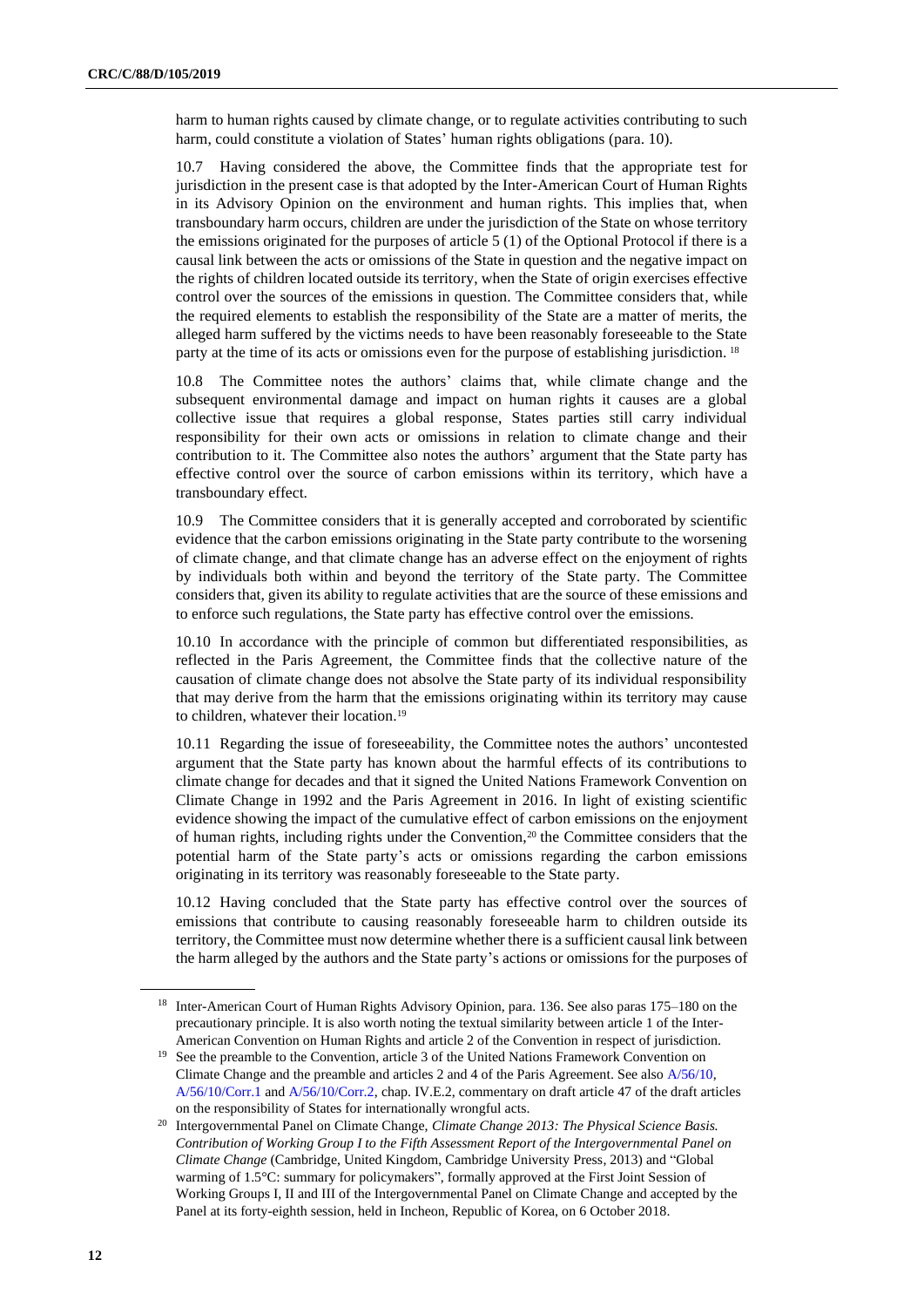harm to human rights caused by climate change, or to regulate activities contributing to such harm, could constitute a violation of States' human rights obligations (para. 10).

10.7 Having considered the above, the Committee finds that the appropriate test for jurisdiction in the present case is that adopted by the Inter-American Court of Human Rights in its Advisory Opinion on the environment and human rights. This implies that, when transboundary harm occurs, children are under the jurisdiction of the State on whose territory the emissions originated for the purposes of article 5 (1) of the Optional Protocol if there is a causal link between the acts or omissions of the State in question and the negative impact on the rights of children located outside its territory, when the State of origin exercises effective control over the sources of the emissions in question. The Committee considers that, while the required elements to establish the responsibility of the State are a matter of merits, the alleged harm suffered by the victims needs to have been reasonably foreseeable to the State party at the time of its acts or omissions even for the purpose of establishing jurisdiction.[18]

10.8 The Committee notes the authors' claims that, while climate change and the subsequent environmental damage and impact on human rights it causes are a global collective issue that requires a global response, States parties still carry individual responsibility for their own acts or omissions in relation to climate change and their contribution to it. The Committee also notes the authors' argument that the State party has effective control over the source of carbon emissions within its territory, which have a transboundary effect.

10.9 The Committee considers that it is generally accepted and corroborated by scientific evidence that the carbon emissions originating in the State party contribute to the worsening of climate change, and that climate change has an adverse effect on the enjoyment of rights by individuals both within and beyond the territory of the State party. The Committee considers that, given its ability to regulate activities that are the source of these emissions and to enforce such regulations, the State party has effective control over the emissions.

10.10 In accordance with the principle of common but differentiated responsibilities, as reflected in the Paris Agreement, the Committee finds that the collective nature of the causation of climate change does not absolve the State party of its individual responsibility that may derive from the harm that the emissions originating within its territory may cause to children, whatever their location.[19]

10.11 Regarding the issue of foreseeability, the Committee notes the authors' uncontested argument that the State party has known about the harmful effects of its contributions to climate change for decades and that it signed the United Nations Framework Convention on Climate Change in 1992 and the Paris Agreement in 2016. In light of existing scientific evidence showing the impact of the cumulative effect of carbon emissions on the enjoyment of human rights, including rights under the Convention,[20] the Committee considers that the potential harm of the State party's acts or omissions regarding the carbon emissions originating in its territory was reasonably foreseeable to the State party.

10.12 Having concluded that the State party has effective control over the sources of emissions that contribute to causing reasonably foreseeable harm to children outside its territory, the Committee must now determine whether there is a sufficient causal link between the harm alleged by the authors and the State party's actions or omissions for the purposes of

---

[18] Inter-American Court of Human Rights Advisory Opinion, para. 136. See also paras 175–180 on the precautionary principle. It is also worth noting the textual similarity between article 1 of the Inter-American Convention on Human Rights and article 2 of the Convention in respect of jurisdiction.

[19] See the preamble to the Convention, article 3 of the United Nations Framework Convention on Climate Change and the preamble and articles 2 and 4 of the Paris Agreement. See also A/56/10, A/56/10/Corr.1 and A/56/10/Corr.2, chap. IV.E.2, commentary on draft article 47 of the draft articles on the responsibility of States for internationally wrongful acts.

[20] Intergovernmental Panel on Climate Change, *Climate Change 2013: The Physical Science Basis. Contribution of Working Group I to the Fifth Assessment Report of the Intergovernmental Panel on Climate Change* (Cambridge, United Kingdom, Cambridge University Press, 2013) and "Global warming of 1.5°C: summary for policymakers", formally approved at the First Joint Session of Working Groups I, II and III of the Intergovernmental Panel on Climate Change and accepted by the Panel at its forty-eighth session, held in Incheon, Republic of Korea, on 6 October 2018.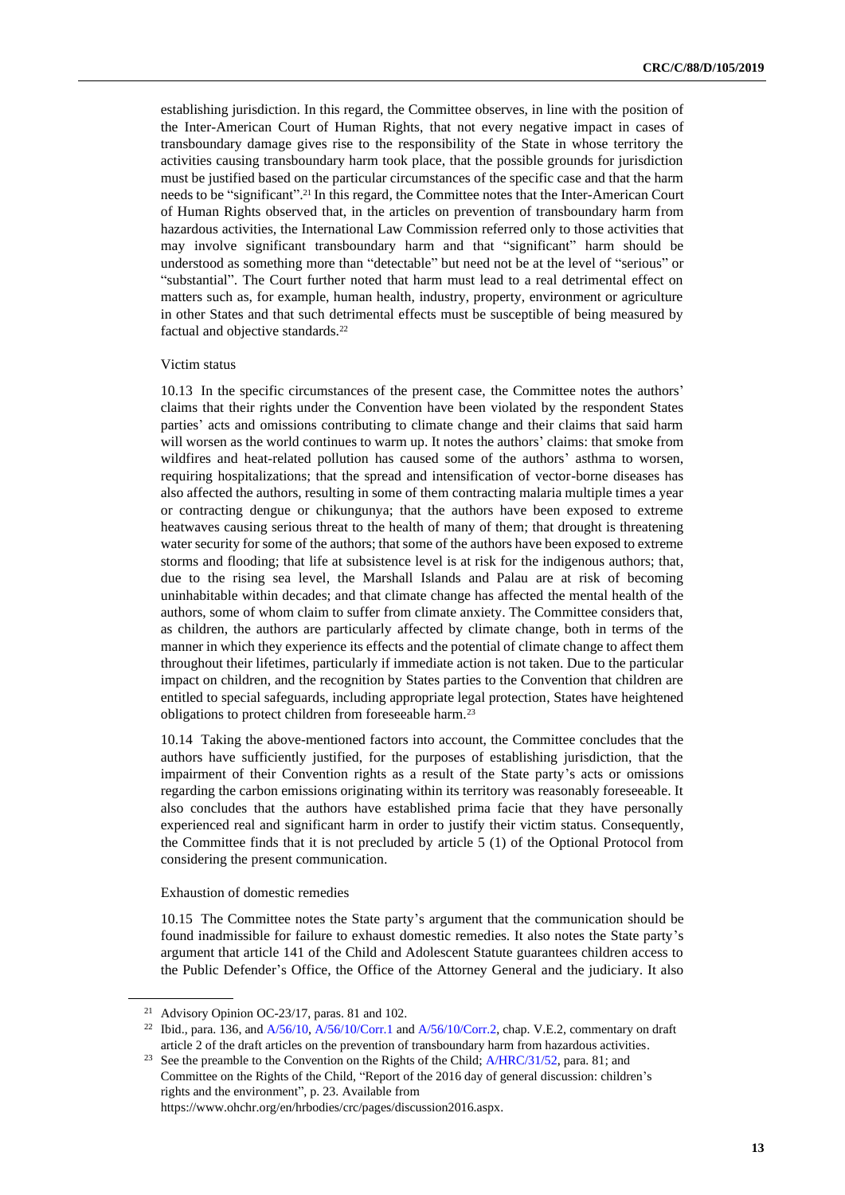establishing jurisdiction. In this regard, the Committee observes, in line with the position of the Inter-American Court of Human Rights, that not every negative impact in cases of transboundary damage gives rise to the responsibility of the State in whose territory the activities causing transboundary harm took place, that the possible grounds for jurisdiction must be justified based on the particular circumstances of the specific case and that the harm needs to be "significant".[21] In this regard, the Committee notes that the Inter-American Court of Human Rights observed that, in the articles on prevention of transboundary harm from hazardous activities, the International Law Commission referred only to those activities that may involve significant transboundary harm and that "significant" harm should be understood as something more than "detectable" but need not be at the level of "serious" or "substantial". The Court further noted that harm must lead to a real detrimental effect on matters such as, for example, human health, industry, property, environment or agriculture in other States and that such detrimental effects must be susceptible of being measured by factual and objective standards.[22]

Victim status

10.13 In the specific circumstances of the present case, the Committee notes the authors' claims that their rights under the Convention have been violated by the respondent States parties' acts and omissions contributing to climate change and their claims that said harm will worsen as the world continues to warm up. It notes the authors' claims: that smoke from wildfires and heat-related pollution has caused some of the authors' asthma to worsen, requiring hospitalizations; that the spread and intensification of vector-borne diseases has also affected the authors, resulting in some of them contracting malaria multiple times a year or contracting dengue or chikungunya; that the authors have been exposed to extreme heatwaves causing serious threat to the health of many of them; that drought is threatening water security for some of the authors; that some of the authors have been exposed to extreme storms and flooding; that life at subsistence level is at risk for the indigenous authors; that, due to the rising sea level, the Marshall Islands and Palau are at risk of becoming uninhabitable within decades; and that climate change has affected the mental health of the authors, some of whom claim to suffer from climate anxiety. The Committee considers that, as children, the authors are particularly affected by climate change, both in terms of the manner in which they experience its effects and the potential of climate change to affect them throughout their lifetimes, particularly if immediate action is not taken. Due to the particular impact on children, and the recognition by States parties to the Convention that children are entitled to special safeguards, including appropriate legal protection, States have heightened obligations to protect children from foreseeable harm.[23]

10.14 Taking the above-mentioned factors into account, the Committee concludes that the authors have sufficiently justified, for the purposes of establishing jurisdiction, that the impairment of their Convention rights as a result of the State party's acts or omissions regarding the carbon emissions originating within its territory was reasonably foreseeable. It also concludes that the authors have established prima facie that they have personally experienced real and significant harm in order to justify their victim status. Consequently, the Committee finds that it is not precluded by article 5 (1) of the Optional Protocol from considering the present communication.

Exhaustion of domestic remedies

10.15 The Committee notes the State party's argument that the communication should be found inadmissible for failure to exhaust domestic remedies. It also notes the State party's argument that article 141 of the Child and Adolescent Statute guarantees children access to the Public Defender's Office, the Office of the Attorney General and the judiciary. It also

---

[21] Advisory Opinion OC-23/17, paras. 81 and 102.

[22] Ibid., para. 136, and A/56/10, A/56/10/Corr.1 and A/56/10/Corr.2, chap. V.E.2, commentary on draft article 2 of the draft articles on the prevention of transboundary harm from hazardous activities.

[23] See the preamble to the Convention on the Rights of the Child; A/HRC/31/52, para. 81; and Committee on the Rights of the Child, "Report of the 2016 day of general discussion: children's rights and the environment", p. 23. Available from https://www.ohchr.org/en/hrbodies/crc/pages/discussion2016.aspx.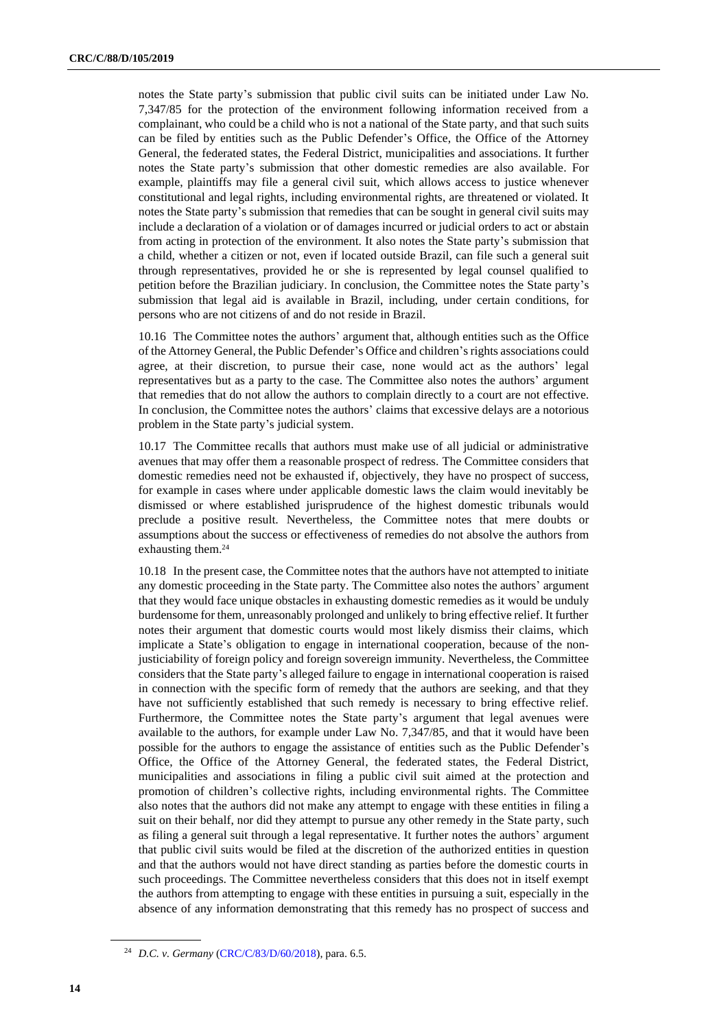notes the State party's submission that public civil suits can be initiated under Law No. 7,347/85 for the protection of the environment following information received from a complainant, who could be a child who is not a national of the State party, and that such suits can be filed by entities such as the Public Defender's Office, the Office of the Attorney General, the federated states, the Federal District, municipalities and associations. It further notes the State party's submission that other domestic remedies are also available. For example, plaintiffs may file a general civil suit, which allows access to justice whenever constitutional and legal rights, including environmental rights, are threatened or violated. It notes the State party's submission that remedies that can be sought in general civil suits may include a declaration of a violation or of damages incurred or judicial orders to act or abstain from acting in protection of the environment. It also notes the State party's submission that a child, whether a citizen or not, even if located outside Brazil, can file such a general suit through representatives, provided he or she is represented by legal counsel qualified to petition before the Brazilian judiciary. In conclusion, the Committee notes the State party's submission that legal aid is available in Brazil, including, under certain conditions, for persons who are not citizens of and do not reside in Brazil.

10.16 The Committee notes the authors' argument that, although entities such as the Office of the Attorney General, the Public Defender's Office and children's rights associations could agree, at their discretion, to pursue their case, none would act as the authors' legal representatives but as a party to the case. The Committee also notes the authors' argument that remedies that do not allow the authors to complain directly to a court are not effective. In conclusion, the Committee notes the authors' claims that excessive delays are a notorious problem in the State party's judicial system.

10.17 The Committee recalls that authors must make use of all judicial or administrative avenues that may offer them a reasonable prospect of redress. The Committee considers that domestic remedies need not be exhausted if, objectively, they have no prospect of success, for example in cases where under applicable domestic laws the claim would inevitably be dismissed or where established jurisprudence of the highest domestic tribunals would preclude a positive result. Nevertheless, the Committee notes that mere doubts or assumptions about the success or effectiveness of remedies do not absolve the authors from exhausting them.[24]

10.18 In the present case, the Committee notes that the authors have not attempted to initiate any domestic proceeding in the State party. The Committee also notes the authors' argument that they would face unique obstacles in exhausting domestic remedies as it would be unduly burdensome for them, unreasonably prolonged and unlikely to bring effective relief. It further notes their argument that domestic courts would most likely dismiss their claims, which implicate a State's obligation to engage in international cooperation, because of the non-justiciability of foreign policy and foreign sovereign immunity. Nevertheless, the Committee considers that the State party's alleged failure to engage in international cooperation is raised in connection with the specific form of remedy that the authors are seeking, and that they have not sufficiently established that such remedy is necessary to bring effective relief. Furthermore, the Committee notes the State party's argument that legal avenues were available to the authors, for example under Law No. 7,347/85, and that it would have been possible for the authors to engage the assistance of entities such as the Public Defender's Office, the Office of the Attorney General, the federated states, the Federal District, municipalities and associations in filing a public civil suit aimed at the protection and promotion of children's collective rights, including environmental rights. The Committee also notes that the authors did not make any attempt to engage with these entities in filing a suit on their behalf, nor did they attempt to pursue any other remedy in the State party, such as filing a general suit through a legal representative. It further notes the authors' argument that public civil suits would be filed at the discretion of the authorized entities in question and that the authors would not have direct standing as parties before the domestic courts in such proceedings. The Committee nevertheless considers that this does not in itself exempt the authors from attempting to engage with these entities in pursuing a suit, especially in the absence of any information demonstrating that this remedy has no prospect of success and

[24] *D.C. v. Germany* (CRC/C/83/D/60/2018), para. 6.5.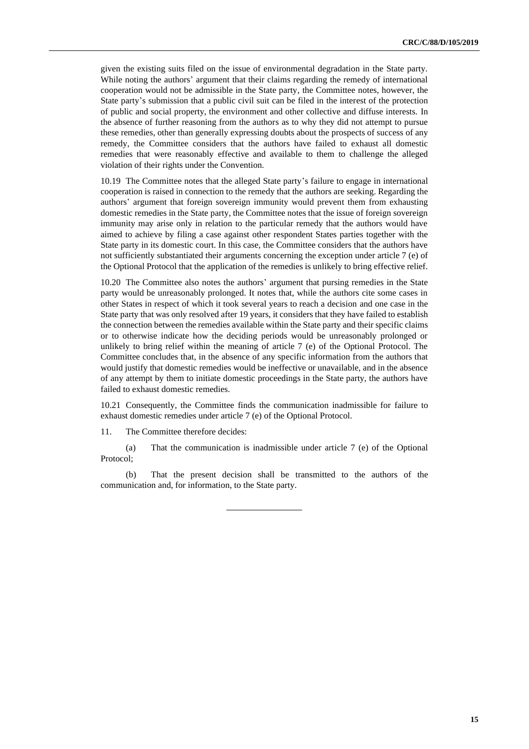given the existing suits filed on the issue of environmental degradation in the State party. While noting the authors' argument that their claims regarding the remedy of international cooperation would not be admissible in the State party, the Committee notes, however, the State party's submission that a public civil suit can be filed in the interest of the protection of public and social property, the environment and other collective and diffuse interests. In the absence of further reasoning from the authors as to why they did not attempt to pursue these remedies, other than generally expressing doubts about the prospects of success of any remedy, the Committee considers that the authors have failed to exhaust all domestic remedies that were reasonably effective and available to them to challenge the alleged violation of their rights under the Convention.

10.19 The Committee notes that the alleged State party's failure to engage in international cooperation is raised in connection to the remedy that the authors are seeking. Regarding the authors' argument that foreign sovereign immunity would prevent them from exhausting domestic remedies in the State party, the Committee notes that the issue of foreign sovereign immunity may arise only in relation to the particular remedy that the authors would have aimed to achieve by filing a case against other respondent States parties together with the State party in its domestic court. In this case, the Committee considers that the authors have not sufficiently substantiated their arguments concerning the exception under article 7 (e) of the Optional Protocol that the application of the remedies is unlikely to bring effective relief.

10.20 The Committee also notes the authors' argument that pursing remedies in the State party would be unreasonably prolonged. It notes that, while the authors cite some cases in other States in respect of which it took several years to reach a decision and one case in the State party that was only resolved after 19 years, it considers that they have failed to establish the connection between the remedies available within the State party and their specific claims or to otherwise indicate how the deciding periods would be unreasonably prolonged or unlikely to bring relief within the meaning of article 7 (e) of the Optional Protocol. The Committee concludes that, in the absence of any specific information from the authors that would justify that domestic remedies would be ineffective or unavailable, and in the absence of any attempt by them to initiate domestic proceedings in the State party, the authors have failed to exhaust domestic remedies.

10.21 Consequently, the Committee finds the communication inadmissible for failure to exhaust domestic remedies under article 7 (e) of the Optional Protocol.

11. The Committee therefore decides:

(a) That the communication is inadmissible under article 7 (e) of the Optional Protocol;

(b) That the present decision shall be transmitted to the authors of the communication and, for information, to the State party.